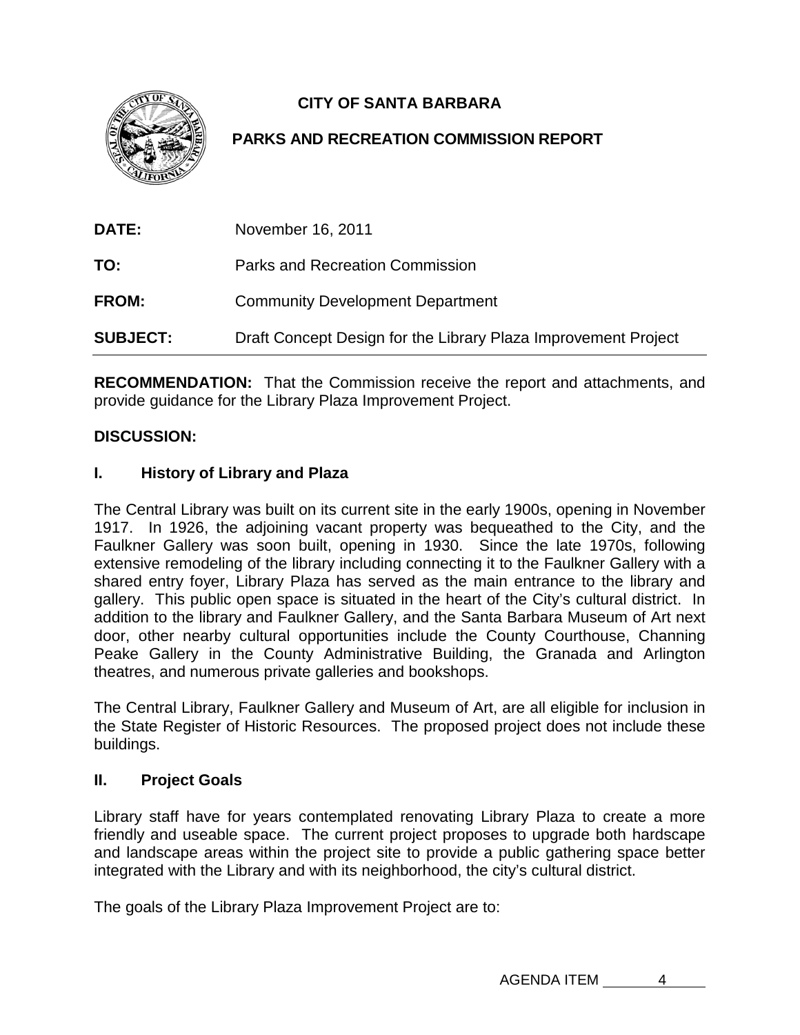# CITY OF SANTA BARBARA

## PARKS AND RECREATION COMMISSION REPORT

**DATE:** November 16, 2011

**TO:** Parks and Recreation Commission

**FROM:** Community Development Department

**SUBJECT:** Draft Concept Design for the Library Plaza Improvement Project

---

**RECOMMENDATION:** That the Commission receive the report and attachments, and provide guidance for the Library Plaza Improvement Project.

**DISCUSSION:**

### I. History of Library and Plaza

The Central Library was built on its current site in the early 1900s, opening in November 1917. In 1926, the adjoining vacant property was bequeathed to the City, and the Faulkner Gallery was soon built, opening in 1930. Since the late 1970s, following extensive remodeling of the library including connecting it to the Faulkner Gallery with a shared entry foyer, Library Plaza has served as the main entrance to the library and gallery. This public open space is situated in the heart of the City's cultural district. In addition to the library and Faulkner Gallery, and the Santa Barbara Museum of Art next door, other nearby cultural opportunities include the County Courthouse, Channing Peake Gallery in the County Administrative Building, the Granada and Arlington theatres, and numerous private galleries and bookshops.

The Central Library, Faulkner Gallery and Museum of Art, are all eligible for inclusion in the State Register of Historic Resources. The proposed project does not include these buildings.

### II. Project Goals

Library staff have for years contemplated renovating Library Plaza to create a more friendly and useable space. The current project proposes to upgrade both hardscape and landscape areas within the project site to provide a public gathering space better integrated with the Library and with its neighborhood, the city's cultural district.

The goals of the Library Plaza Improvement Project are to:

AGENDA ITEM 4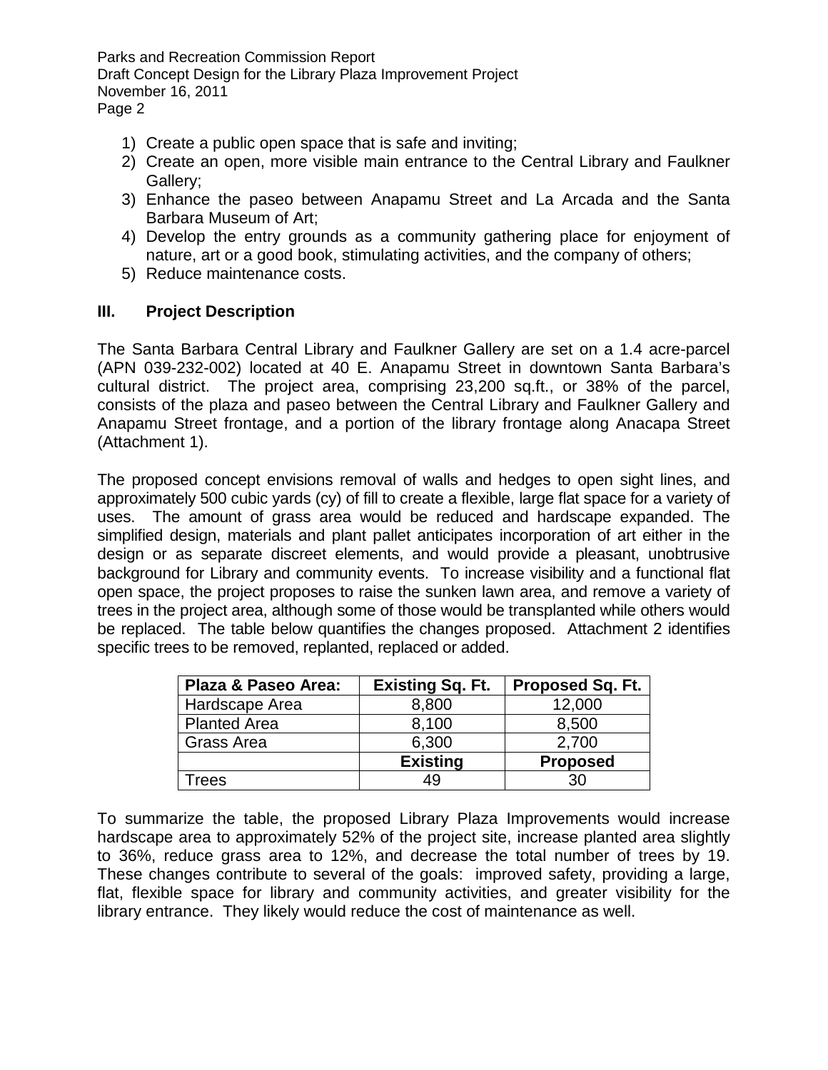1) Create a public open space that is safe and inviting;
2) Create an open, more visible main entrance to the Central Library and Faulkner Gallery;
3) Enhance the paseo between Anapamu Street and La Arcada and the Santa Barbara Museum of Art;
4) Develop the entry grounds as a community gathering place for enjoyment of nature, art or a good book, stimulating activities, and the company of others;
5) Reduce maintenance costs.

## III. Project Description

The Santa Barbara Central Library and Faulkner Gallery are set on a 1.4 acre-parcel (APN 039-232-002) located at 40 E. Anapamu Street in downtown Santa Barbara's cultural district. The project area, comprising 23,200 sq.ft., or 38% of the parcel, consists of the plaza and paseo between the Central Library and Faulkner Gallery and Anapamu Street frontage, and a portion of the library frontage along Anacapa Street (Attachment 1).

The proposed concept envisions removal of walls and hedges to open sight lines, and approximately 500 cubic yards (cy) of fill to create a flexible, large flat space for a variety of uses. The amount of grass area would be reduced and hardscape expanded. The simplified design, materials and plant pallet anticipates incorporation of art either in the design or as separate discreet elements, and would provide a pleasant, unobtrusive background for Library and community events. To increase visibility and a functional flat open space, the project proposes to raise the sunken lawn area, and remove a variety of trees in the project area, although some of those would be transplanted while others would be replaced. The table below quantifies the changes proposed. Attachment 2 identifies specific trees to be removed, replanted, replaced or added.

| Plaza & Paseo Area: | Existing Sq. Ft. | Proposed Sq. Ft. |
|---|---|---|
| Hardscape Area | 8,800 | 12,000 |
| Planted Area | 8,100 | 8,500 |
| Grass Area | 6,300 | 2,700 |
| | **Existing** | **Proposed** |
| Trees | 49 | 30 |

To summarize the table, the proposed Library Plaza Improvements would increase hardscape area to approximately 52% of the project site, increase planted area slightly to 36%, reduce grass area to 12%, and decrease the total number of trees by 19. These changes contribute to several of the goals: improved safety, providing a large, flat, flexible space for library and community activities, and greater visibility for the library entrance. They likely would reduce the cost of maintenance as well.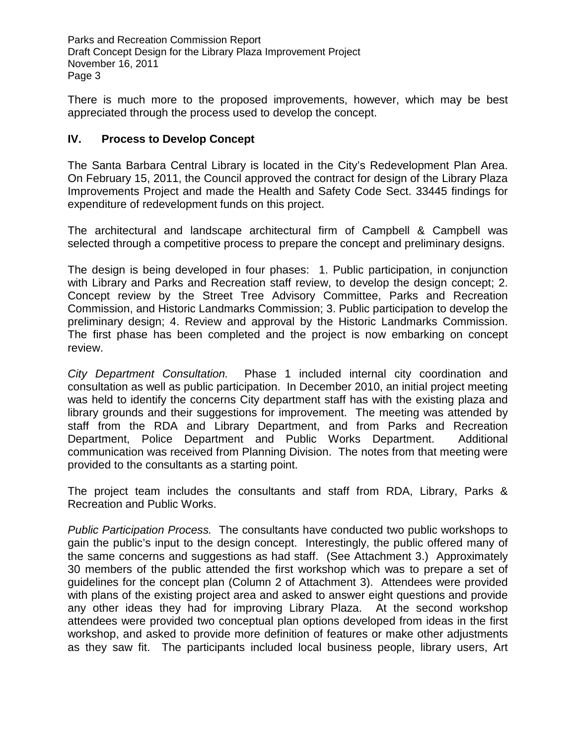There is much more to the proposed improvements, however, which may be best appreciated through the process used to develop the concept.

## IV. Process to Develop Concept

The Santa Barbara Central Library is located in the City's Redevelopment Plan Area. On February 15, 2011, the Council approved the contract for design of the Library Plaza Improvements Project and made the Health and Safety Code Sect. 33445 findings for expenditure of redevelopment funds on this project.

The architectural and landscape architectural firm of Campbell & Campbell was selected through a competitive process to prepare the concept and preliminary designs.

The design is being developed in four phases: 1. Public participation, in conjunction with Library and Parks and Recreation staff review, to develop the design concept; 2. Concept review by the Street Tree Advisory Committee, Parks and Recreation Commission, and Historic Landmarks Commission; 3. Public participation to develop the preliminary design; 4. Review and approval by the Historic Landmarks Commission. The first phase has been completed and the project is now embarking on concept review.

*City Department Consultation.* Phase 1 included internal city coordination and consultation as well as public participation. In December 2010, an initial project meeting was held to identify the concerns City department staff has with the existing plaza and library grounds and their suggestions for improvement. The meeting was attended by staff from the RDA and Library Department, and from Parks and Recreation Department, Police Department and Public Works Department. Additional communication was received from Planning Division. The notes from that meeting were provided to the consultants as a starting point.

The project team includes the consultants and staff from RDA, Library, Parks & Recreation and Public Works.

*Public Participation Process.* The consultants have conducted two public workshops to gain the public's input to the design concept. Interestingly, the public offered many of the same concerns and suggestions as had staff. (See Attachment 3.) Approximately 30 members of the public attended the first workshop which was to prepare a set of guidelines for the concept plan (Column 2 of Attachment 3). Attendees were provided with plans of the existing project area and asked to answer eight questions and provide any other ideas they had for improving Library Plaza. At the second workshop attendees were provided two conceptual plan options developed from ideas in the first workshop, and asked to provide more definition of features or make other adjustments as they saw fit. The participants included local business people, library users, Art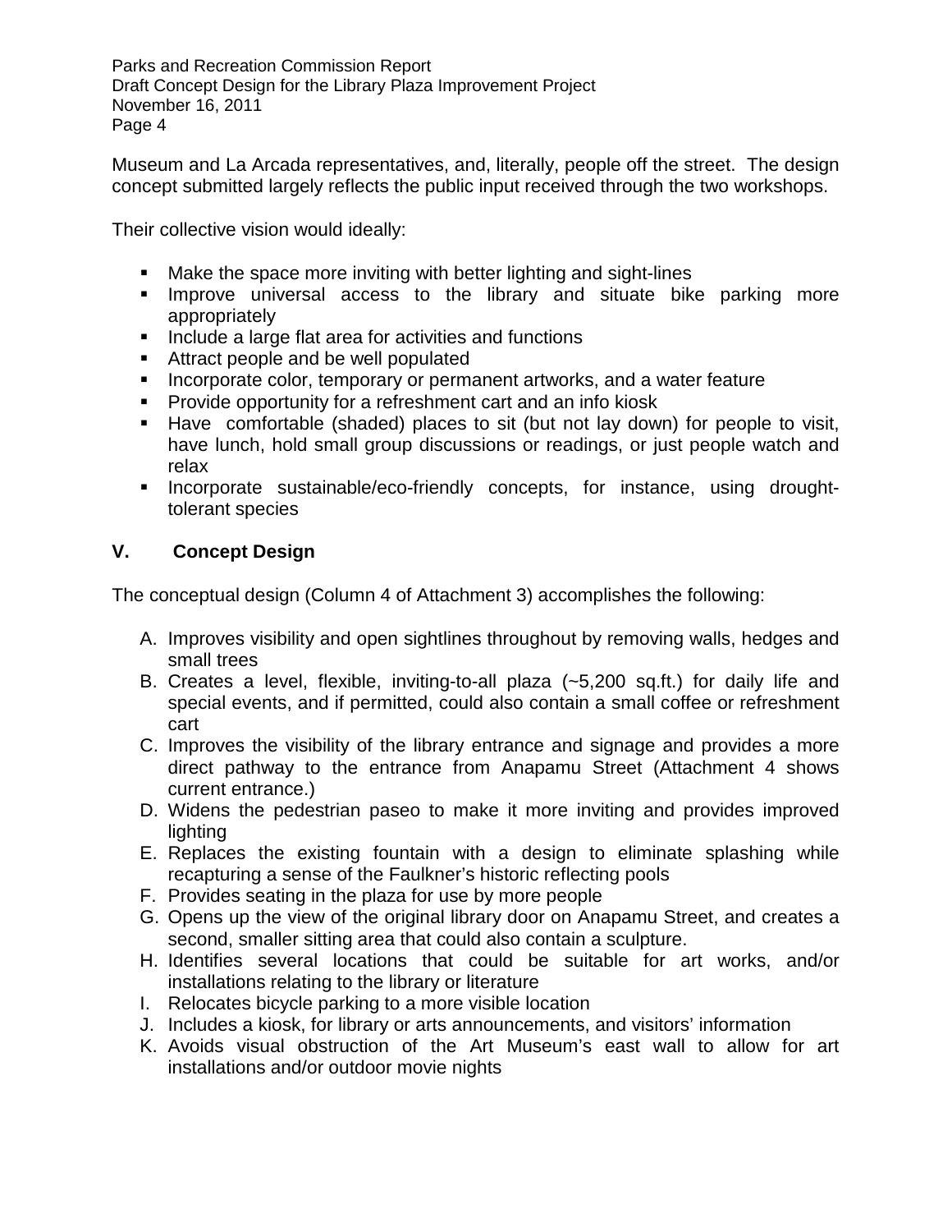Museum and La Arcada representatives, and, literally, people off the street. The design concept submitted largely reflects the public input received through the two workshops.

Their collective vision would ideally:

- Make the space more inviting with better lighting and sight-lines
- Improve universal access to the library and situate bike parking more appropriately
- Include a large flat area for activities and functions
- Attract people and be well populated
- Incorporate color, temporary or permanent artworks, and a water feature
- Provide opportunity for a refreshment cart and an info kiosk
- Have comfortable (shaded) places to sit (but not lay down) for people to visit, have lunch, hold small group discussions or readings, or just people watch and relax
- Incorporate sustainable/eco-friendly concepts, for instance, using drought-tolerant species

## V. Concept Design

The conceptual design (Column 4 of Attachment 3) accomplishes the following:

A. Improves visibility and open sightlines throughout by removing walls, hedges and small trees
B. Creates a level, flexible, inviting-to-all plaza (~5,200 sq.ft.) for daily life and special events, and if permitted, could also contain a small coffee or refreshment cart
C. Improves the visibility of the library entrance and signage and provides a more direct pathway to the entrance from Anapamu Street (Attachment 4 shows current entrance.)
D. Widens the pedestrian paseo to make it more inviting and provides improved lighting
E. Replaces the existing fountain with a design to eliminate splashing while recapturing a sense of the Faulkner's historic reflecting pools
F. Provides seating in the plaza for use by more people
G. Opens up the view of the original library door on Anapamu Street, and creates a second, smaller sitting area that could also contain a sculpture.
H. Identifies several locations that could be suitable for art works, and/or installations relating to the library or literature
I. Relocates bicycle parking to a more visible location
J. Includes a kiosk, for library or arts announcements, and visitors' information
K. Avoids visual obstruction of the Art Museum's east wall to allow for art installations and/or outdoor movie nights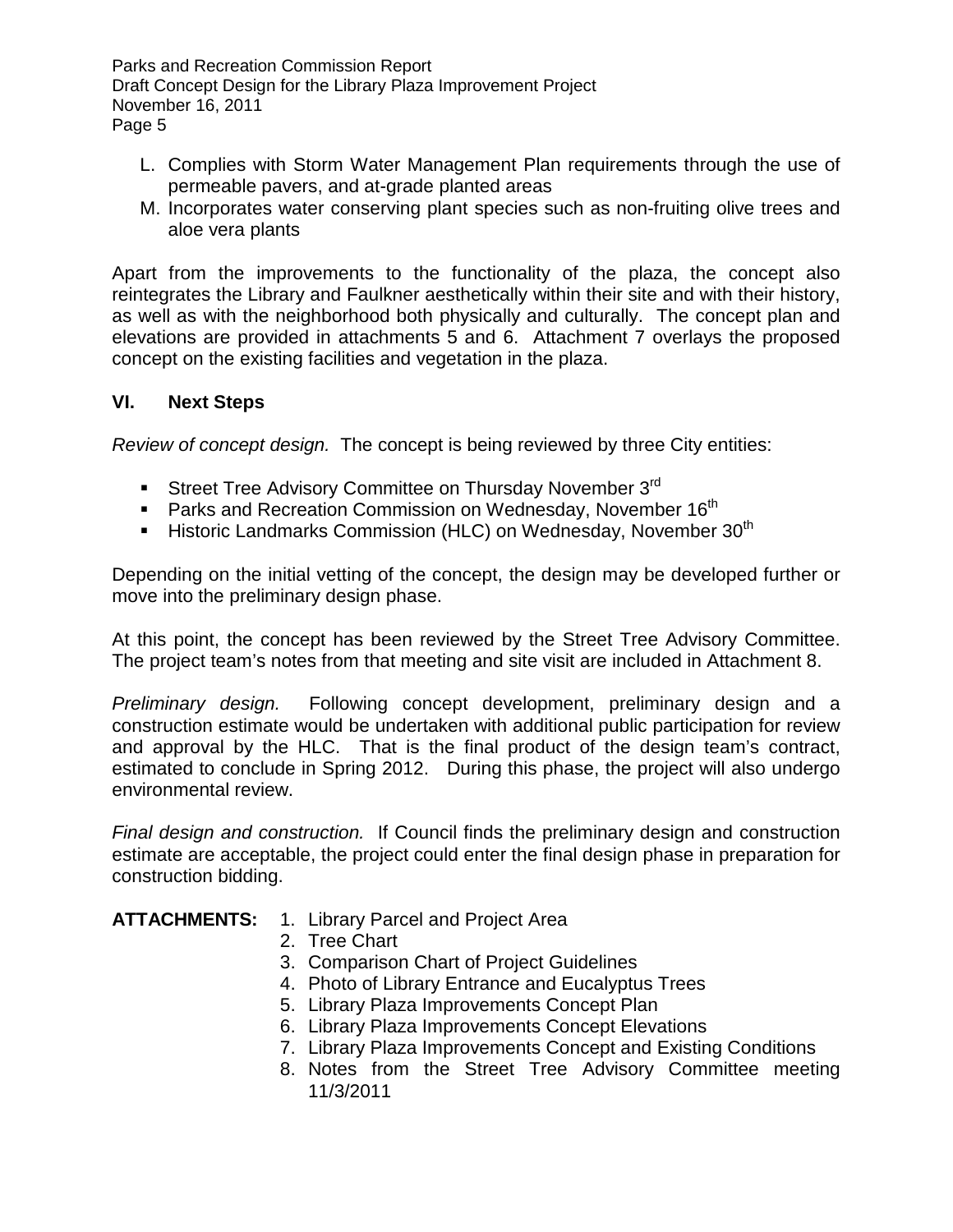L. Complies with Storm Water Management Plan requirements through the use of permeable pavers, and at-grade planted areas
M. Incorporates water conserving plant species such as non-fruiting olive trees and aloe vera plants

Apart from the improvements to the functionality of the plaza, the concept also reintegrates the Library and Faulkner aesthetically within their site and with their history, as well as with the neighborhood both physically and culturally. The concept plan and elevations are provided in attachments 5 and 6. Attachment 7 overlays the proposed concept on the existing facilities and vegetation in the plaza.

## VI. Next Steps

*Review of concept design.* The concept is being reviewed by three City entities:

- Street Tree Advisory Committee on Thursday November 3rd
- Parks and Recreation Commission on Wednesday, November 16th
- Historic Landmarks Commission (HLC) on Wednesday, November 30th

Depending on the initial vetting of the concept, the design may be developed further or move into the preliminary design phase.

At this point, the concept has been reviewed by the Street Tree Advisory Committee. The project team's notes from that meeting and site visit are included in Attachment 8.

*Preliminary design.* Following concept development, preliminary design and a construction estimate would be undertaken with additional public participation for review and approval by the HLC. That is the final product of the design team's contract, estimated to conclude in Spring 2012. During this phase, the project will also undergo environmental review.

*Final design and construction.* If Council finds the preliminary design and construction estimate are acceptable, the project could enter the final design phase in preparation for construction bidding.

**ATTACHMENTS:**

1. Library Parcel and Project Area
2. Tree Chart
3. Comparison Chart of Project Guidelines
4. Photo of Library Entrance and Eucalyptus Trees
5. Library Plaza Improvements Concept Plan
6. Library Plaza Improvements Concept Elevations
7. Library Plaza Improvements Concept and Existing Conditions
8. Notes from the Street Tree Advisory Committee meeting 11/3/2011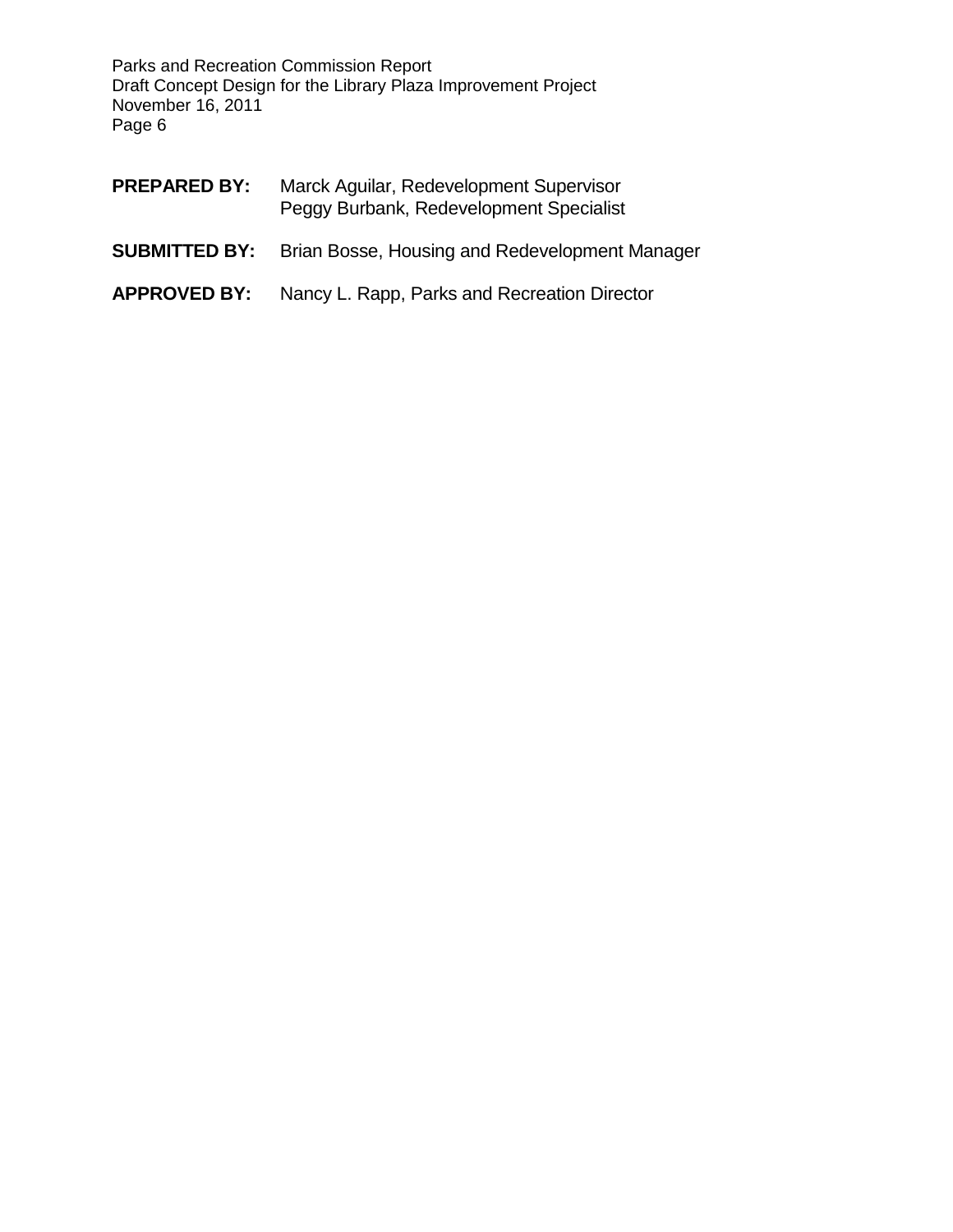**PREPARED BY:** Marck Aguilar, Redevelopment Supervisor
Peggy Burbank, Redevelopment Specialist

**SUBMITTED BY:** Brian Bosse, Housing and Redevelopment Manager

**APPROVED BY:** Nancy L. Rapp, Parks and Recreation Director